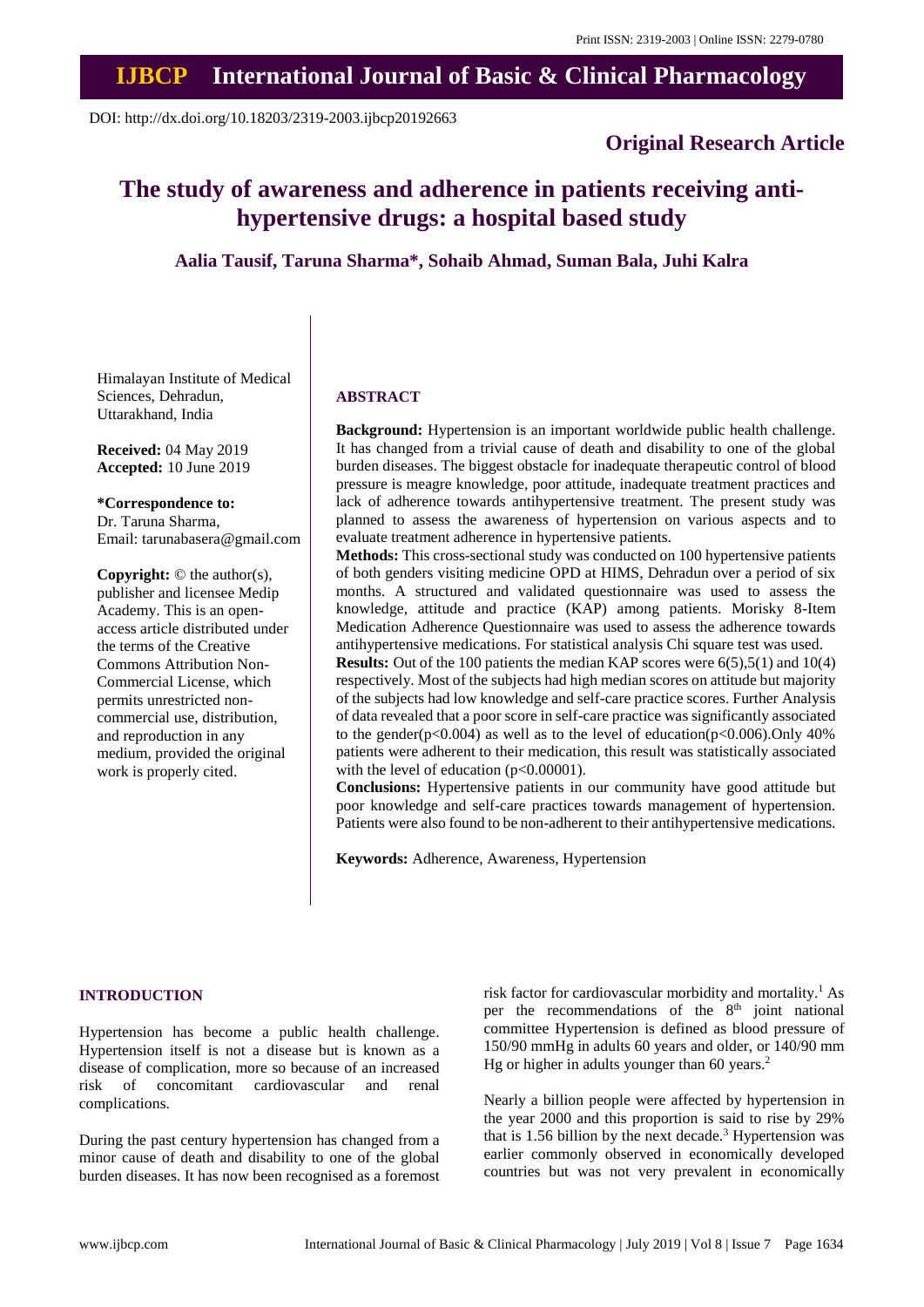Print ISSN: 2319-2003 | Online ISSN: 2279-0780

# IJBCP International Journal of Basic & Clinical Pharmacology

DOI: http://dx.doi.org/10.18203/2319-2003.ijbcp20192663

**Original Research Article**

# The study of awareness and adherence in patients receiving anti-hypertensive drugs: a hospital based study

**Aalia Tausif, Taruna Sharma\*, Sohaib Ahmad, Suman Bala, Juhi Kalra**

Himalayan Institute of Medical Sciences, Dehradun, Uttarakhand, India

**Received:** 04 May 2019
**Accepted:** 10 June 2019

**\*Correspondence to:**
Dr. Taruna Sharma,
Email: tarunabasera@gmail.com

**Copyright:** © the author(s), publisher and licensee Medip Academy. This is an open-access article distributed under the terms of the Creative Commons Attribution Non-Commercial License, which permits unrestricted non-commercial use, distribution, and reproduction in any medium, provided the original work is properly cited.

## ABSTRACT

**Background:** Hypertension is an important worldwide public health challenge. It has changed from a trivial cause of death and disability to one of the global burden diseases. The biggest obstacle for inadequate therapeutic control of blood pressure is meagre knowledge, poor attitude, inadequate treatment practices and lack of adherence towards antihypertensive treatment. The present study was planned to assess the awareness of hypertension on various aspects and to evaluate treatment adherence in hypertensive patients.

**Methods:** This cross-sectional study was conducted on 100 hypertensive patients of both genders visiting medicine OPD at HIMS, Dehradun over a period of six months. A structured and validated questionnaire was used to assess the knowledge, attitude and practice (KAP) among patients. Morisky 8-Item Medication Adherence Questionnaire was used to assess the adherence towards antihypertensive medications. For statistical analysis Chi square test was used.

**Results:** Out of the 100 patients the median KAP scores were 6(5),5(1) and 10(4) respectively. Most of the subjects had high median scores on attitude but majority of the subjects had low knowledge and self-care practice scores. Further Analysis of data revealed that a poor score in self-care practice was significantly associated to the gender($p<0.004$) as well as to the level of education($p<0.006$).Only 40% patients were adherent to their medication, this result was statistically associated with the level of education ($p<0.00001$).

**Conclusions:** Hypertensive patients in our community have good attitude but poor knowledge and self-care practices towards management of hypertension. Patients were also found to be non-adherent to their antihypertensive medications.

**Keywords:** Adherence, Awareness, Hypertension

## INTRODUCTION

Hypertension has become a public health challenge. Hypertension itself is not a disease but is known as a disease of complication, more so because of an increased risk of concomitant cardiovascular and renal complications.

During the past century hypertension has changed from a minor cause of death and disability to one of the global burden diseases. It has now been recognised as a foremost risk factor for cardiovascular morbidity and mortality.[1] As per the recommendations of the 8th joint national committee Hypertension is defined as blood pressure of 150/90 mmHg in adults 60 years and older, or 140/90 mm Hg or higher in adults younger than 60 years.[2]

Nearly a billion people were affected by hypertension in the year 2000 and this proportion is said to rise by 29% that is 1.56 billion by the next decade.[3] Hypertension was earlier commonly observed in economically developed countries but was not very prevalent in economically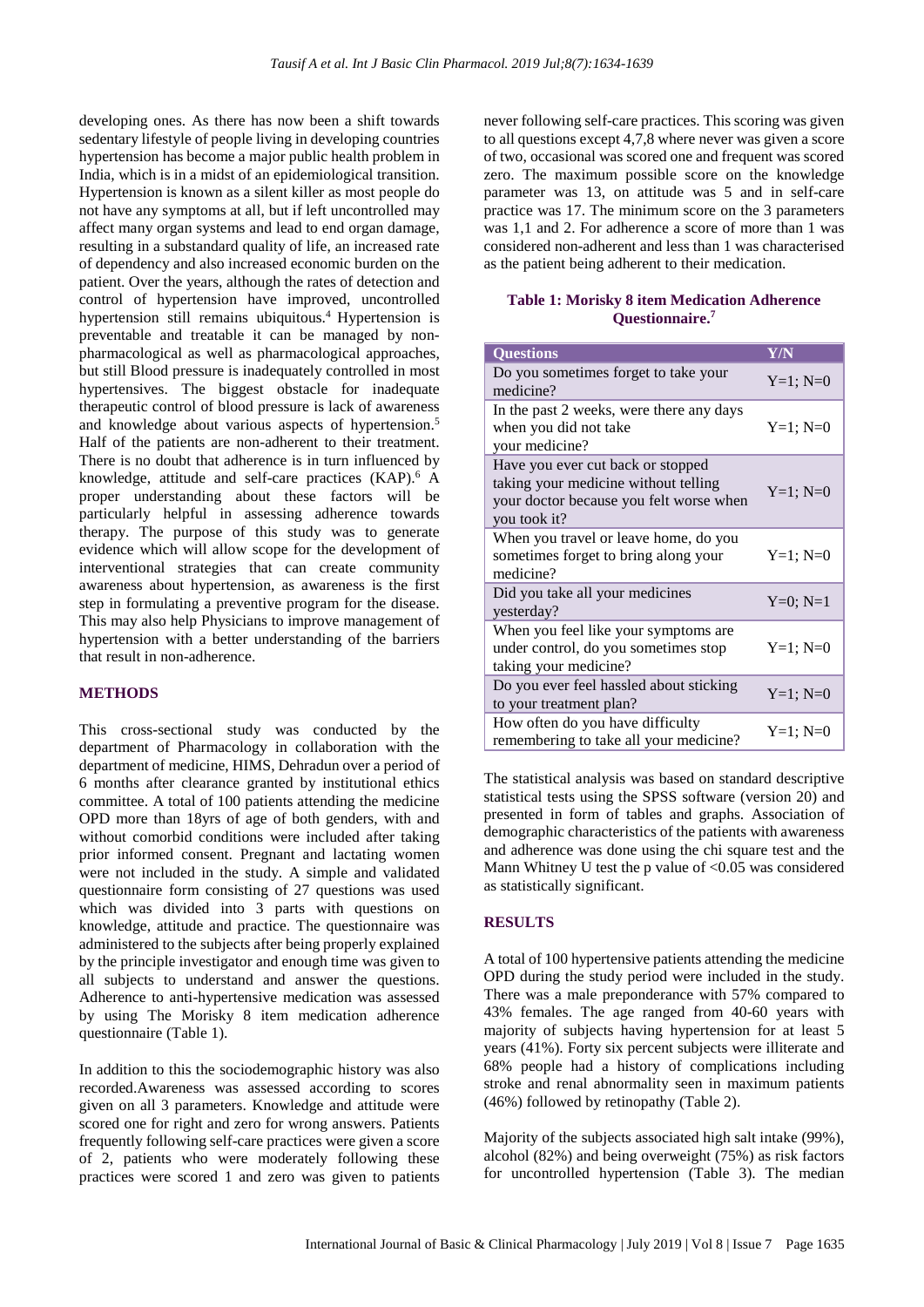developing ones. As there has now been a shift towards sedentary lifestyle of people living in developing countries hypertension has become a major public health problem in India, which is in a midst of an epidemiological transition. Hypertension is known as a silent killer as most people do not have any symptoms at all, but if left uncontrolled may affect many organ systems and lead to end organ damage, resulting in a substandard quality of life, an increased rate of dependency and also increased economic burden on the patient. Over the years, although the rates of detection and control of hypertension have improved, uncontrolled hypertension still remains ubiquitous.[4] Hypertension is preventable and treatable it can be managed by non-pharmacological as well as pharmacological approaches, but still Blood pressure is inadequately controlled in most hypertensives. The biggest obstacle for inadequate therapeutic control of blood pressure is lack of awareness and knowledge about various aspects of hypertension.[5] Half of the patients are non-adherent to their treatment. There is no doubt that adherence is in turn influenced by knowledge, attitude and self-care practices (KAP).[6] A proper understanding about these factors will be particularly helpful in assessing adherence towards therapy. The purpose of this study was to generate evidence which will allow scope for the development of interventional strategies that can create community awareness about hypertension, as awareness is the first step in formulating a preventive program for the disease. This may also help Physicians to improve management of hypertension with a better understanding of the barriers that result in non-adherence.

## METHODS

This cross-sectional study was conducted by the department of Pharmacology in collaboration with the department of medicine, HIMS, Dehradun over a period of 6 months after clearance granted by institutional ethics committee. A total of 100 patients attending the medicine OPD more than 18yrs of age of both genders, with and without comorbid conditions were included after taking prior informed consent. Pregnant and lactating women were not included in the study. A simple and validated questionnaire form consisting of 27 questions was used which was divided into 3 parts with questions on knowledge, attitude and practice. The questionnaire was administered to the subjects after being properly explained by the principle investigator and enough time was given to all subjects to understand and answer the questions. Adherence to anti-hypertensive medication was assessed by using The Morisky 8 item medication adherence questionnaire (Table 1).

In addition to this the sociodemographic history was also recorded.Awareness was assessed according to scores given on all 3 parameters. Knowledge and attitude were scored one for right and zero for wrong answers. Patients frequently following self-care practices were given a score of 2, patients who were moderately following these practices were scored 1 and zero was given to patients never following self-care practices. This scoring was given to all questions except 4,7,8 where never was given a score of two, occasional was scored one and frequent was scored zero. The maximum possible score on the knowledge parameter was 13, on attitude was 5 and in self-care practice was 17. The minimum score on the 3 parameters was 1,1 and 2. For adherence a score of more than 1 was considered non-adherent and less than 1 was characterised as the patient being adherent to their medication.

**Table 1: Morisky 8 item Medication Adherence Questionnaire.[7]**

| Questions | Y/N |
|---|---|
| Do you sometimes forget to take your medicine? | Y=1; N=0 |
| In the past 2 weeks, were there any days when you did not take your medicine? | Y=1; N=0 |
| Have you ever cut back or stopped taking your medicine without telling your doctor because you felt worse when you took it? | Y=1; N=0 |
| When you travel or leave home, do you sometimes forget to bring along your medicine? | Y=1; N=0 |
| Did you take all your medicines yesterday? | Y=0; N=1 |
| When you feel like your symptoms are under control, do you sometimes stop taking your medicine? | Y=1; N=0 |
| Do you ever feel hassled about sticking to your treatment plan? | Y=1; N=0 |
| How often do you have difficulty remembering to take all your medicine? | Y=1; N=0 |

The statistical analysis was based on standard descriptive statistical tests using the SPSS software (version 20) and presented in form of tables and graphs. Association of demographic characteristics of the patients with awareness and adherence was done using the chi square test and the Mann Whitney U test the p value of <0.05 was considered as statistically significant.

## RESULTS

A total of 100 hypertensive patients attending the medicine OPD during the study period were included in the study. There was a male preponderance with 57% compared to 43% females. The age ranged from 40-60 years with majority of subjects having hypertension for at least 5 years (41%). Forty six percent subjects were illiterate and 68% people had a history of complications including stroke and renal abnormality seen in maximum patients (46%) followed by retinopathy (Table 2).

Majority of the subjects associated high salt intake (99%), alcohol (82%) and being overweight (75%) as risk factors for uncontrolled hypertension (Table 3). The median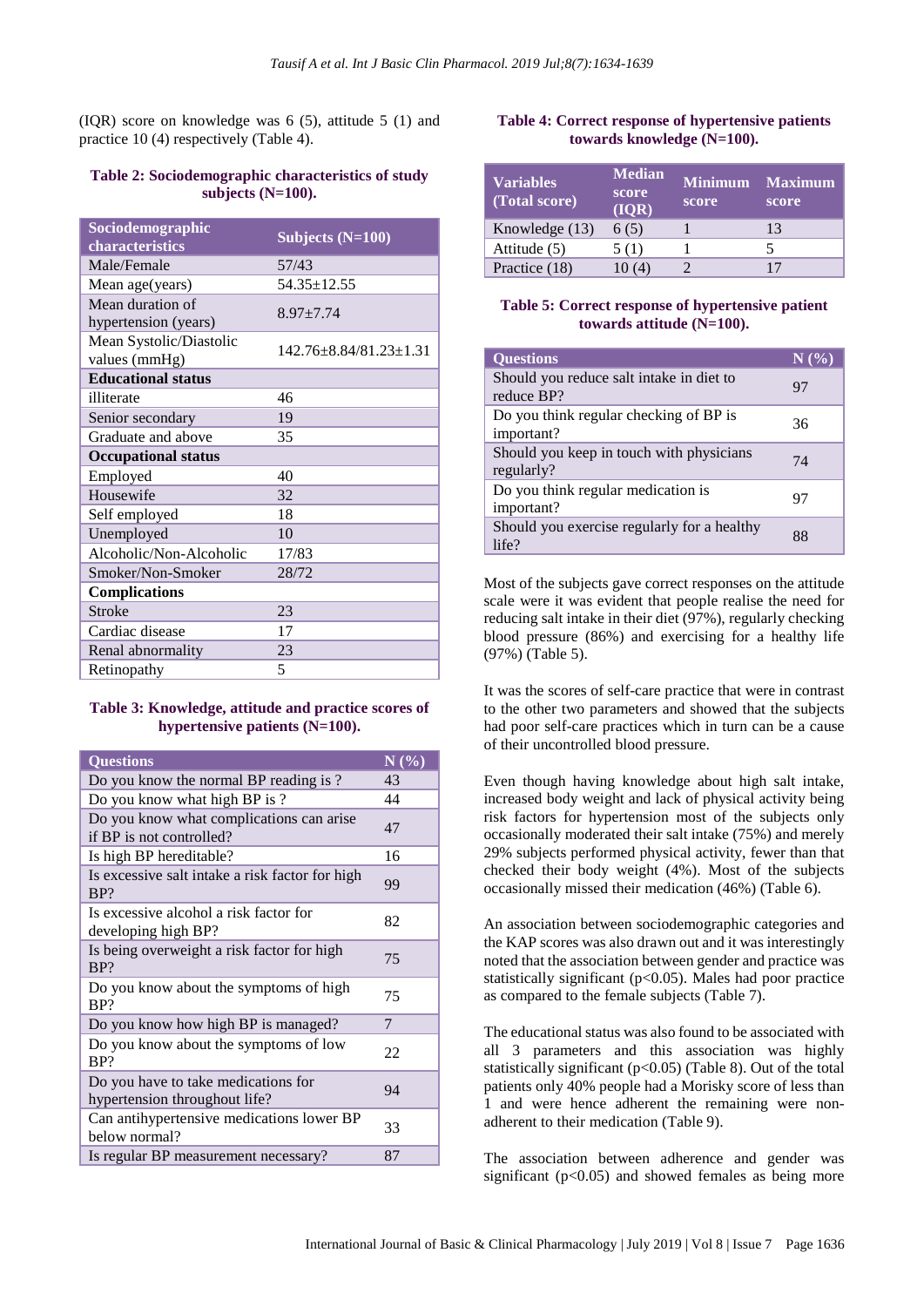(IQR) score on knowledge was 6 (5), attitude 5 (1) and practice 10 (4) respectively (Table 4).

**Table 2: Sociodemographic characteristics of study subjects (N=100).**

| Sociodemographic characteristics | Subjects (N=100) |
|---|---|
| Male/Female | 57/43 |
| Mean age(years) | 54.35±12.55 |
| Mean duration of hypertension (years) | 8.97±7.74 |
| Mean Systolic/Diastolic values (mmHg) | 142.76±8.84/81.23±1.31 |
| **Educational status** | |
| illiterate | 46 |
| Senior secondary | 19 |
| Graduate and above | 35 |
| **Occupational status** | |
| Employed | 40 |
| Housewife | 32 |
| Self employed | 18 |
| Unemployed | 10 |
| Alcoholic/Non-Alcoholic | 17/83 |
| Smoker/Non-Smoker | 28/72 |
| **Complications** | |
| Stroke | 23 |
| Cardiac disease | 17 |
| Renal abnormality | 23 |
| Retinopathy | 5 |

**Table 3: Knowledge, attitude and practice scores of hypertensive patients (N=100).**

| Questions | N (%) |
|---|---|
| Do you know the normal BP reading is ? | 43 |
| Do you know what high BP is ? | 44 |
| Do you know what complications can arise if BP is not controlled? | 47 |
| Is high BP hereditable? | 16 |
| Is excessive salt intake a risk factor for high BP? | 99 |
| Is excessive alcohol a risk factor for developing high BP? | 82 |
| Is being overweight a risk factor for high BP? | 75 |
| Do you know about the symptoms of high BP? | 75 |
| Do you know how high BP is managed? | 7 |
| Do you know about the symptoms of low BP? | 22 |
| Do you have to take medications for hypertension throughout life? | 94 |
| Can antihypertensive medications lower BP below normal? | 33 |
| Is regular BP measurement necessary? | 87 |

**Table 4: Correct response of hypertensive patients towards knowledge (N=100).**

| Variables (Total score) | Median score (IQR) | Minimum score | Maximum score |
|---|---|---|---|
| Knowledge (13) | 6 (5) | 1 | 13 |
| Attitude (5) | 5 (1) | 1 | 5 |
| Practice (18) | 10 (4) | 2 | 17 |

**Table 5: Correct response of hypertensive patient towards attitude (N=100).**

| Questions | N (%) |
|---|---|
| Should you reduce salt intake in diet to reduce BP? | 97 |
| Do you think regular checking of BP is important? | 36 |
| Should you keep in touch with physicians regularly? | 74 |
| Do you think regular medication is important? | 97 |
| Should you exercise regularly for a healthy life? | 88 |

Most of the subjects gave correct responses on the attitude scale were it was evident that people realise the need for reducing salt intake in their diet (97%), regularly checking blood pressure (86%) and exercising for a healthy life (97%) (Table 5).

It was the scores of self-care practice that were in contrast to the other two parameters and showed that the subjects had poor self-care practices which in turn can be a cause of their uncontrolled blood pressure.

Even though having knowledge about high salt intake, increased body weight and lack of physical activity being risk factors for hypertension most of the subjects only occasionally moderated their salt intake (75%) and merely 29% subjects performed physical activity, fewer than that checked their body weight (4%). Most of the subjects occasionally missed their medication (46%) (Table 6).

An association between sociodemographic categories and the KAP scores was also drawn out and it was interestingly noted that the association between gender and practice was statistically significant ($p<0.05$). Males had poor practice as compared to the female subjects (Table 7).

The educational status was also found to be associated with all 3 parameters and this association was highly statistically significant ($p<0.05$) (Table 8). Out of the total patients only 40% people had a Morisky score of less than 1 and were hence adherent the remaining were non-adherent to their medication (Table 9).

The association between adherence and gender was significant ($p<0.05$) and showed females as being more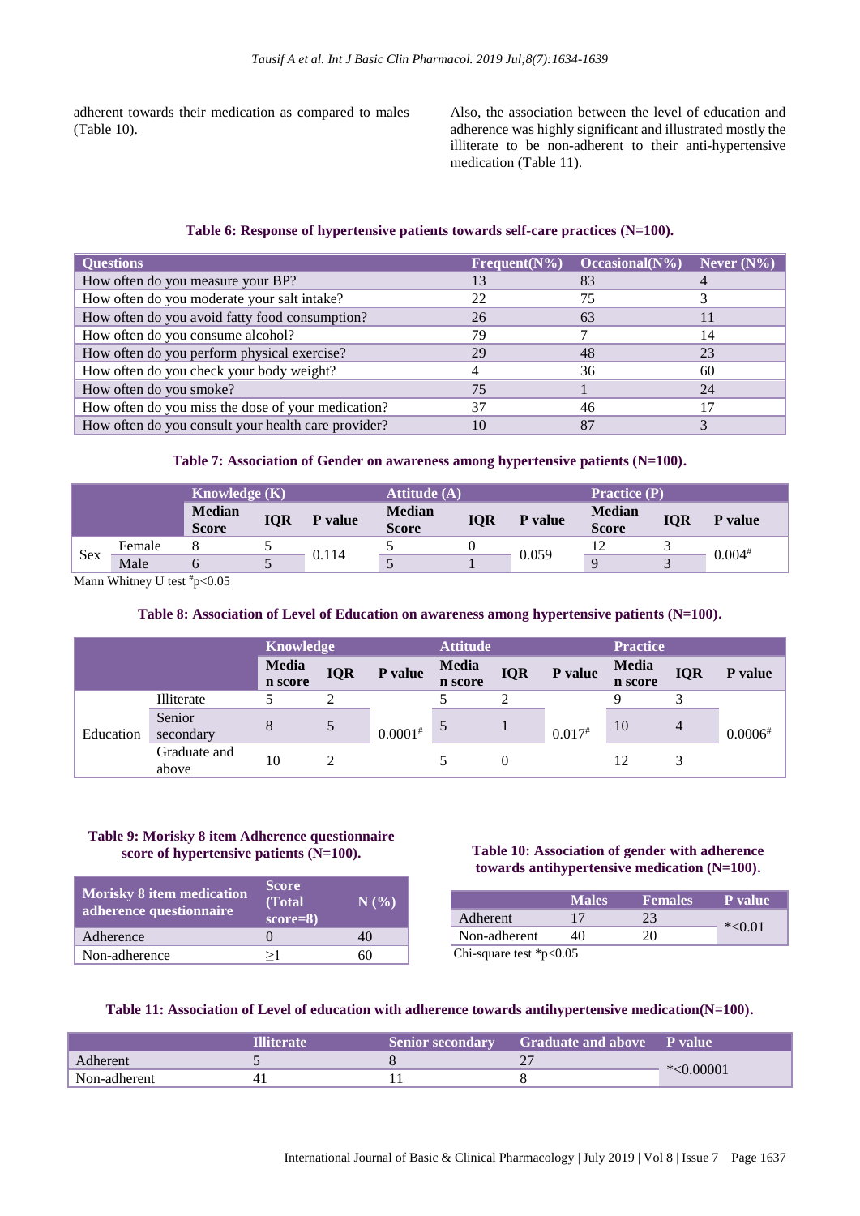adherent towards their medication as compared to males (Table 10).

Also, the association between the level of education and adherence was highly significant and illustrated mostly the illiterate to be non-adherent to their anti-hypertensive medication (Table 11).

**Table 6: Response of hypertensive patients towards self-care practices (N=100).**

| Questions | Frequent(N%) | Occasional(N%) | Never (N%) |
|---|---|---|---|
| How often do you measure your BP? | 13 | 83 | 4 |
| How often do you moderate your salt intake? | 22 | 75 | 3 |
| How often do you avoid fatty food consumption? | 26 | 63 | 11 |
| How often do you consume alcohol? | 79 | 7 | 14 |
| How often do you perform physical exercise? | 29 | 48 | 23 |
| How often do you check your body weight? | 4 | 36 | 60 |
| How often do you smoke? | 75 | 1 | 24 |
| How often do you miss the dose of your medication? | 37 | 46 | 17 |
| How often do you consult your health care provider? | 10 | 87 | 3 |

**Table 7: Association of Gender on awareness among hypertensive patients (N=100).**

| | | Knowledge (K) | | | Attitude (A) | | | Practice (P) | | |
|---|---|---|---|---|---|---|---|---|---|---|
| | | Median Score | IQR | P value | Median Score | IQR | P value | Median Score | IQR | P value |
| Sex | Female | 8 | 5 | 0.114 | 5 | 0 | 0.059 | 12 | 3 | 0.004[#] |
| | Male | 6 | 5 | | 5 | 1 | | 9 | 3 | |

Mann Whitney U test [#]p<0.05

**Table 8: Association of Level of Education on awareness among hypertensive patients (N=100).**

| | | Knowledge | | | Attitude | | | Practice | | |
|---|---|---|---|---|---|---|---|---|---|---|
| | | Median score | IQR | P value | Median score | IQR | P value | Median score | IQR | P value |
| Education | Illiterate | 5 | 2 | 0.0001[#] | 5 | 2 | 0.017[#] | 9 | 3 | 0.0006[#] |
| | Senior secondary | 8 | 5 | | 5 | 1 | | 10 | 4 | |
| | Graduate and above | 10 | 2 | | 5 | 0 | | 12 | 3 | |

**Table 9: Morisky 8 item Adherence questionnaire score of hypertensive patients (N=100).**

| Morisky 8 item medication adherence questionnaire | Score (Total score=8) | N (%) |
|---|---|---|
| Adherence | 0 | 40 |
| Non-adherence | ≥1 | 60 |

**Table 10: Association of gender with adherence towards antihypertensive medication (N=100).**

| | Males | Females | P value |
|---|---|---|---|
| Adherent | 17 | 23 | *<0.01 |
| Non-adherent | 40 | 20 | |

Chi-square test *p<0.05

**Table 11: Association of Level of education with adherence towards antihypertensive medication(N=100).**

| | Illiterate | Senior secondary | Graduate and above | P value |
|---|---|---|---|---|
| Adherent | 5 | 8 | 27 | *<0.00001 |
| Non-adherent | 41 | 11 | 8 | |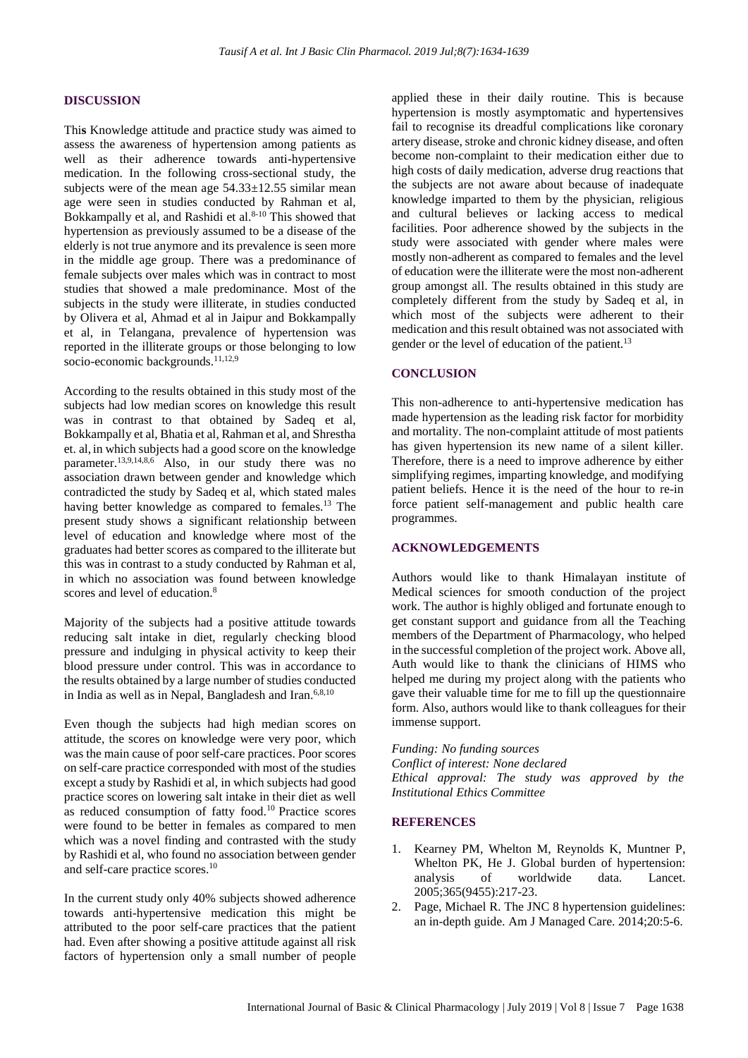## DISCUSSION

This Knowledge attitude and practice study was aimed to assess the awareness of hypertension among patients as well as their adherence towards anti-hypertensive medication. In the following cross-sectional study, the subjects were of the mean age 54.33±12.55 similar mean age were seen in studies conducted by Rahman et al, Bokkampally et al, and Rashidi et al.[8-10] This showed that hypertension as previously assumed to be a disease of the elderly is not true anymore and its prevalence is seen more in the middle age group. There was a predominance of female subjects over males which was in contract to most studies that showed a male predominance. Most of the subjects in the study were illiterate, in studies conducted by Olivera et al, Ahmad et al in Jaipur and Bokkampally et al, in Telangana, prevalence of hypertension was reported in the illiterate groups or those belonging to low socio-economic backgrounds.[11,12,9]

According to the results obtained in this study most of the subjects had low median scores on knowledge this result was in contrast to that obtained by Sadeq et al, Bokkampally et al, Bhatia et al, Rahman et al, and Shrestha et. al, in which subjects had a good score on the knowledge parameter.[13,9,14,8,6] Also, in our study there was no association drawn between gender and knowledge which contradicted the study by Sadeq et al, which stated males having better knowledge as compared to females.[13] The present study shows a significant relationship between level of education and knowledge where most of the graduates had better scores as compared to the illiterate but this was in contrast to a study conducted by Rahman et al, in which no association was found between knowledge scores and level of education.[8]

Majority of the subjects had a positive attitude towards reducing salt intake in diet, regularly checking blood pressure and indulging in physical activity to keep their blood pressure under control. This was in accordance to the results obtained by a large number of studies conducted in India as well as in Nepal, Bangladesh and Iran.[6,8,10]

Even though the subjects had high median scores on attitude, the scores on knowledge were very poor, which was the main cause of poor self-care practices. Poor scores on self-care practice corresponded with most of the studies except a study by Rashidi et al, in which subjects had good practice scores on lowering salt intake in their diet as well as reduced consumption of fatty food.[10] Practice scores were found to be better in females as compared to men which was a novel finding and contrasted with the study by Rashidi et al, who found no association between gender and self-care practice scores.[10]

In the current study only 40% subjects showed adherence towards anti-hypertensive medication this might be attributed to the poor self-care practices that the patient had. Even after showing a positive attitude against all risk factors of hypertension only a small number of people applied these in their daily routine. This is because hypertension is mostly asymptomatic and hypertensives fail to recognise its dreadful complications like coronary artery disease, stroke and chronic kidney disease, and often become non-complaint to their medication either due to high costs of daily medication, adverse drug reactions that the subjects are not aware about because of inadequate knowledge imparted to them by the physician, religious and cultural believes or lacking access to medical facilities. Poor adherence showed by the subjects in the study were associated with gender where males were mostly non-adherent as compared to females and the level of education were the illiterate were the most non-adherent group amongst all. The results obtained in this study are completely different from the study by Sadeq et al, in which most of the subjects were adherent to their medication and this result obtained was not associated with gender or the level of education of the patient.[13]

## CONCLUSION

This non-adherence to anti-hypertensive medication has made hypertension as the leading risk factor for morbidity and mortality. The non-complaint attitude of most patients has given hypertension its new name of a silent killer. Therefore, there is a need to improve adherence by either simplifying regimes, imparting knowledge, and modifying patient beliefs. Hence it is the need of the hour to re-in force patient self-management and public health care programmes.

## ACKNOWLEDGEMENTS

Authors would like to thank Himalayan institute of Medical sciences for smooth conduction of the project work. The author is highly obliged and fortunate enough to get constant support and guidance from all the Teaching members of the Department of Pharmacology, who helped in the successful completion of the project work. Above all, Auth would like to thank the clinicians of HIMS who helped me during my project along with the patients who gave their valuable time for me to fill up the questionnaire form. Also, authors would like to thank colleagues for their immense support.

*Funding: No funding sources*
*Conflict of interest: None declared*
*Ethical approval: The study was approved by the Institutional Ethics Committee*

## REFERENCES

1. Kearney PM, Whelton M, Reynolds K, Muntner P, Whelton PK, He J. Global burden of hypertension: analysis of worldwide data. Lancet. 2005;365(9455):217-23.
2. Page, Michael R. The JNC 8 hypertension guidelines: an in-depth guide. Am J Managed Care. 2014;20:5-6.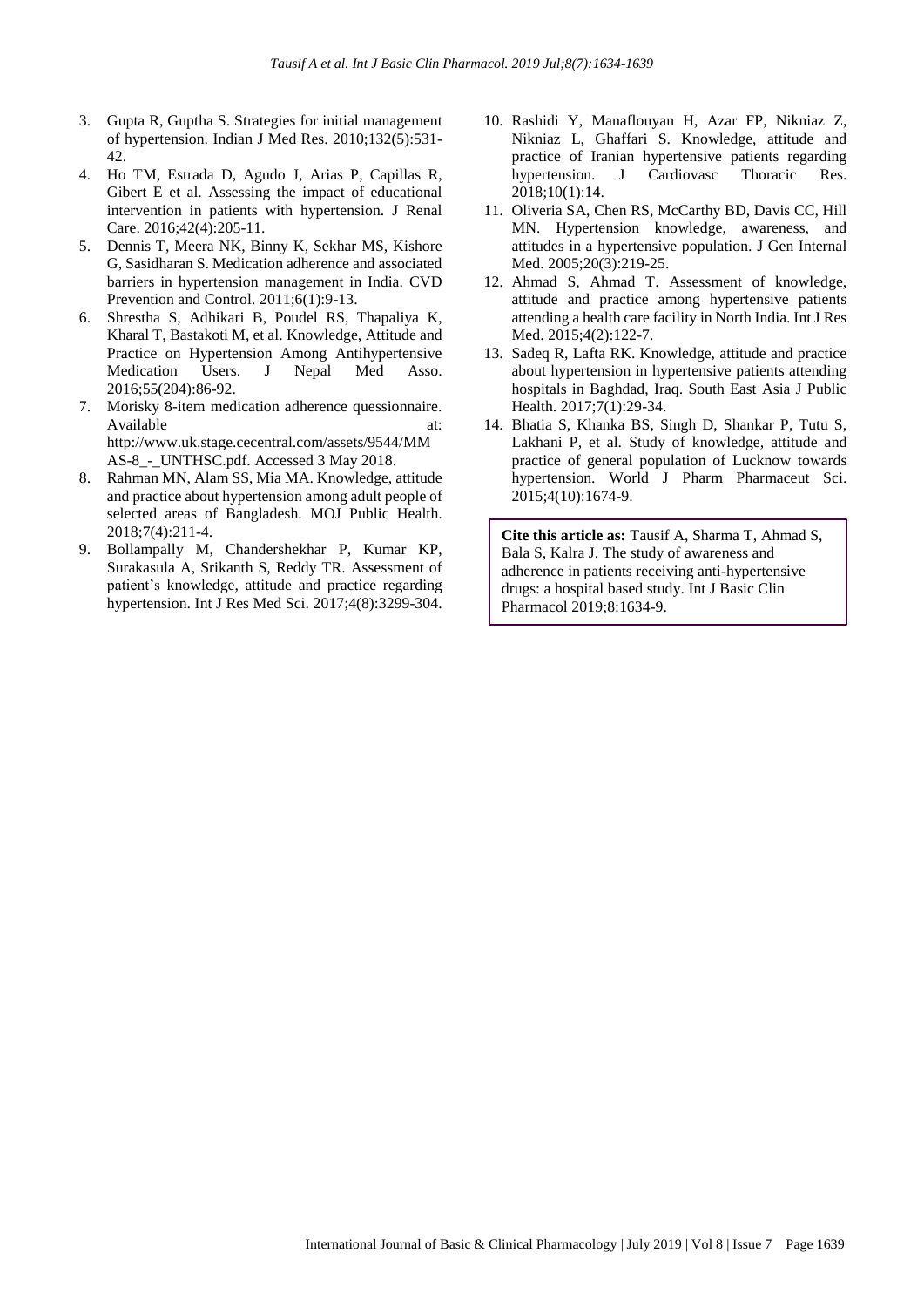3. Gupta R, Guptha S. Strategies for initial management of hypertension. Indian J Med Res. 2010;132(5):531-42.
4. Ho TM, Estrada D, Agudo J, Arias P, Capillas R, Gibert E et al. Assessing the impact of educational intervention in patients with hypertension. J Renal Care. 2016;42(4):205-11.
5. Dennis T, Meera NK, Binny K, Sekhar MS, Kishore G, Sasidharan S. Medication adherence and associated barriers in hypertension management in India. CVD Prevention and Control. 2011;6(1):9-13.
6. Shrestha S, Adhikari B, Poudel RS, Thapaliya K, Kharal T, Bastakoti M, et al. Knowledge, Attitude and Practice on Hypertension Among Antihypertensive Medication Users. J Nepal Med Asso. 2016;55(204):86-92.
7. Morisky 8-item medication adherence questionnaire. Available at: http://www.uk.stage.cecentral.com/assets/9544/MMAS-8_-_UNTHSC.pdf. Accessed 3 May 2018.
8. Rahman MN, Alam SS, Mia MA. Knowledge, attitude and practice about hypertension among adult people of selected areas of Bangladesh. MOJ Public Health. 2018;7(4):211-4.
9. Bollampally M, Chandershekhar P, Kumar KP, Surakasula A, Srikanth S, Reddy TR. Assessment of patient's knowledge, attitude and practice regarding hypertension. Int J Res Med Sci. 2017;4(8):3299-304.
10. Rashidi Y, Manaflouyan H, Azar FP, Nikniaz Z, Nikniaz L, Ghaffari S. Knowledge, attitude and practice of Iranian hypertensive patients regarding hypertension. J Cardiovasc Thoracic Res. 2018;10(1):14.
11. Oliveria SA, Chen RS, McCarthy BD, Davis CC, Hill MN. Hypertension knowledge, awareness, and attitudes in a hypertensive population. J Gen Internal Med. 2005;20(3):219-25.
12. Ahmad S, Ahmad T. Assessment of knowledge, attitude and practice among hypertensive patients attending a health care facility in North India. Int J Res Med. 2015;4(2):122-7.
13. Sadeq R, Lafta RK. Knowledge, attitude and practice about hypertension in hypertensive patients attending hospitals in Baghdad, Iraq. South East Asia J Public Health. 2017;7(1):29-34.
14. Bhatia S, Khanka BS, Singh D, Shankar P, Tutu S, Lakhani P, et al. Study of knowledge, attitude and practice of general population of Lucknow towards hypertension. World J Pharm Pharmaceut Sci. 2015;4(10):1674-9.

**Cite this article as:** Tausif A, Sharma T, Ahmad S, Bala S, Kalra J. The study of awareness and adherence in patients receiving anti-hypertensive drugs: a hospital based study. Int J Basic Clin Pharmacol 2019;8:1634-9.